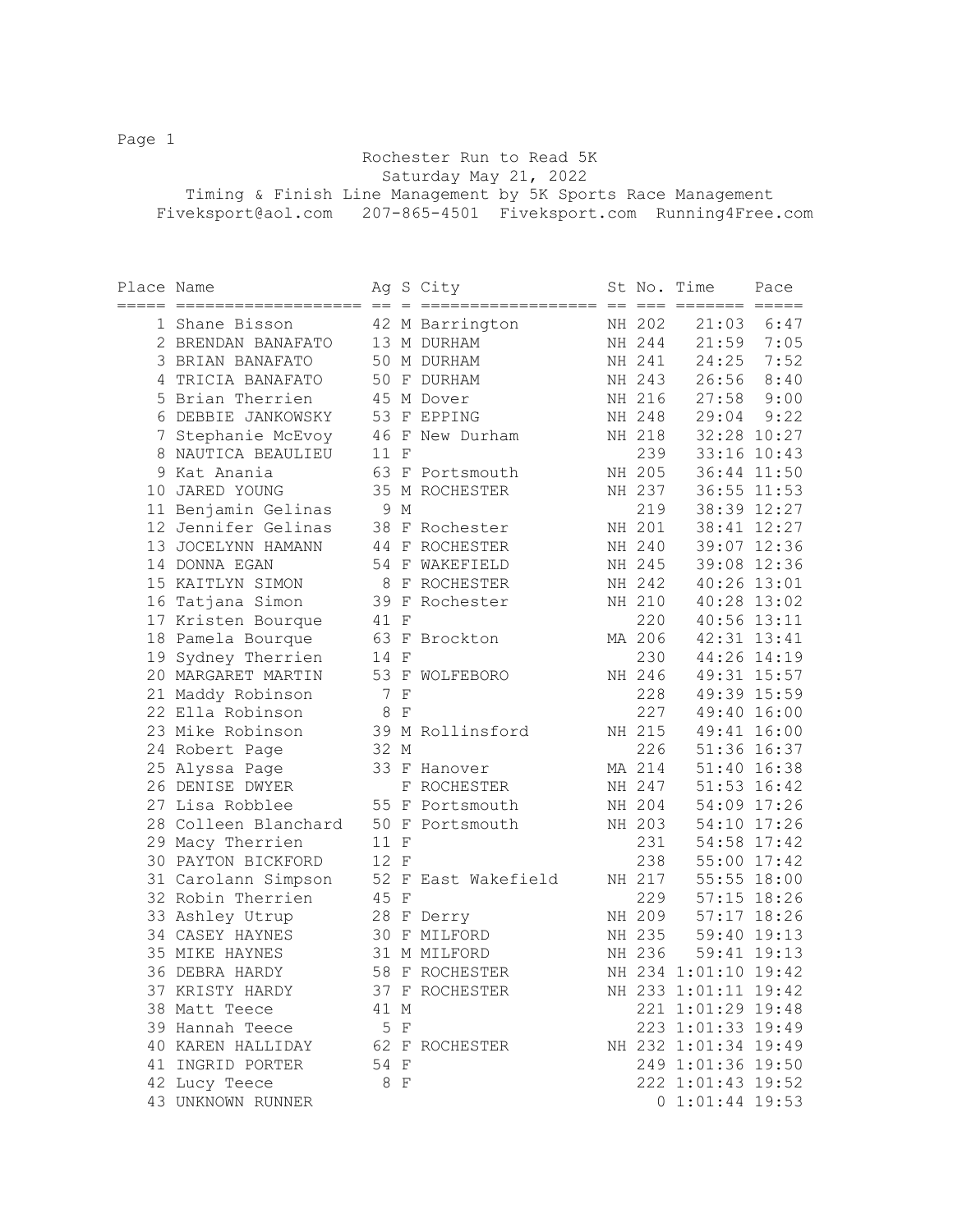# Rochester Run to Read 5K

Saturday May 21, 2022

Timing & Finish Line Management by 5K Sports Race Management

Fiveksport@aol.com 207-865-4501 Fiveksport.com Running4Free.com

| Place | Name | Ag | S | City | St | No. | Time | Pace |
|---|---|---|---|---|---|---|---|---|
| 1 | Shane Bisson | 42 | M | Barrington | NH | 202 | 21:03 | 6:47 |
| 2 | BRENDAN BANAFATO | 13 | M | DURHAM | NH | 244 | 21:59 | 7:05 |
| 3 | BRIAN BANAFATO | 50 | M | DURHAM | NH | 241 | 24:25 | 7:52 |
| 4 | TRICIA BANAFATO | 50 | F | DURHAM | NH | 243 | 26:56 | 8:40 |
| 5 | Brian Therrien | 45 | M | Dover | NH | 216 | 27:58 | 9:00 |
| 6 | DEBBIE JANKOWSKY | 53 | F | EPPING | NH | 248 | 29:04 | 9:22 |
| 7 | Stephanie McEvoy | 46 | F | New Durham | NH | 218 | 32:28 | 10:27 |
| 8 | NAUTICA BEAULIEU | 11 | F | | | 239 | 33:16 | 10:43 |
| 9 | Kat Anania | 63 | F | Portsmouth | NH | 205 | 36:44 | 11:50 |
| 10 | JARED YOUNG | 35 | M | ROCHESTER | NH | 237 | 36:55 | 11:53 |
| 11 | Benjamin Gelinas | 9 | M | | | 219 | 38:39 | 12:27 |
| 12 | Jennifer Gelinas | 38 | F | Rochester | NH | 201 | 38:41 | 12:27 |
| 13 | JOCELYNN HAMANN | 44 | F | ROCHESTER | NH | 240 | 39:07 | 12:36 |
| 14 | DONNA EGAN | 54 | F | WAKEFIELD | NH | 245 | 39:08 | 12:36 |
| 15 | KAITLYN SIMON | 8 | F | ROCHESTER | NH | 242 | 40:26 | 13:01 |
| 16 | Tatjana Simon | 39 | F | Rochester | NH | 210 | 40:28 | 13:02 |
| 17 | Kristen Bourque | 41 | F | | | 220 | 40:56 | 13:11 |
| 18 | Pamela Bourque | 63 | F | Brockton | MA | 206 | 42:31 | 13:41 |
| 19 | Sydney Therrien | 14 | F | | | 230 | 44:26 | 14:19 |
| 20 | MARGARET MARTIN | 53 | F | WOLFEBORO | NH | 246 | 49:31 | 15:57 |
| 21 | Maddy Robinson | 7 | F | | | 228 | 49:39 | 15:59 |
| 22 | Ella Robinson | 8 | F | | | 227 | 49:40 | 16:00 |
| 23 | Mike Robinson | 39 | M | Rollinsford | NH | 215 | 49:41 | 16:00 |
| 24 | Robert Page | 32 | M | | | 226 | 51:36 | 16:37 |
| 25 | Alyssa Page | 33 | F | Hanover | MA | 214 | 51:40 | 16:38 |
| 26 | DENISE DWYER | | F | ROCHESTER | NH | 247 | 51:53 | 16:42 |
| 27 | Lisa Robblee | 55 | F | Portsmouth | NH | 204 | 54:09 | 17:26 |
| 28 | Colleen Blanchard | 50 | F | Portsmouth | NH | 203 | 54:10 | 17:26 |
| 29 | Macy Therrien | 11 | F | | | 231 | 54:58 | 17:42 |
| 30 | PAYTON BICKFORD | 12 | F | | | 238 | 55:00 | 17:42 |
| 31 | Carolann Simpson | 52 | F | East Wakefield | NH | 217 | 55:55 | 18:00 |
| 32 | Robin Therrien | 45 | F | | | 229 | 57:15 | 18:26 |
| 33 | Ashley Utrup | 28 | F | Derry | NH | 209 | 57:17 | 18:26 |
| 34 | CASEY HAYNES | 30 | F | MILFORD | NH | 235 | 59:40 | 19:13 |
| 35 | MIKE HAYNES | 31 | M | MILFORD | NH | 236 | 59:41 | 19:13 |
| 36 | DEBRA HARDY | 58 | F | ROCHESTER | NH | 234 | 1:01:10 | 19:42 |
| 37 | KRISTY HARDY | 37 | F | ROCHESTER | NH | 233 | 1:01:11 | 19:42 |
| 38 | Matt Teece | 41 | M | | | 221 | 1:01:29 | 19:48 |
| 39 | Hannah Teece | 5 | F | | | 223 | 1:01:33 | 19:49 |
| 40 | KAREN HALLIDAY | 62 | F | ROCHESTER | NH | 232 | 1:01:34 | 19:49 |
| 41 | INGRID PORTER | 54 | F | | | 249 | 1:01:36 | 19:50 |
| 42 | Lucy Teece | 8 | F | | | 222 | 1:01:43 | 19:52 |
| 43 | UNKNOWN RUNNER | | | | | 0 | 1:01:44 | 19:53 |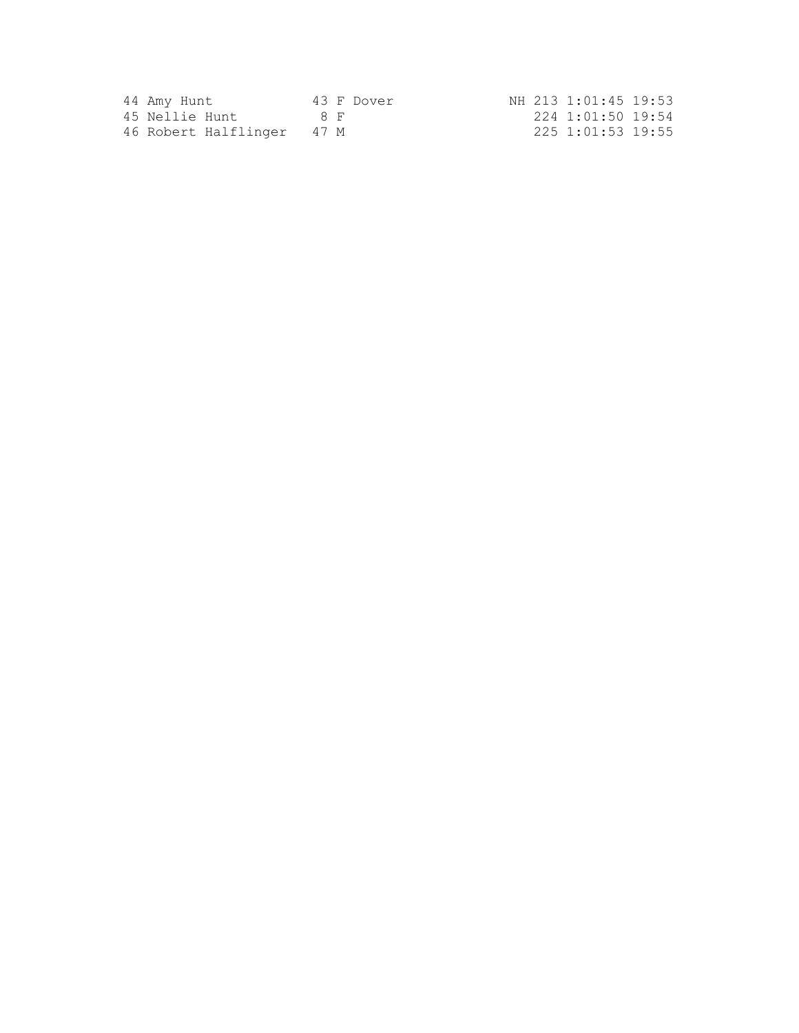| | | | | | | | | | |
|---|---|---|---|---|---|---|---|---|---|
| 44 | Amy Hunt | 43 | F | Dover | NH | 213 | 1:01:45 | 19:53 |
| 45 | Nellie Hunt | 8 | F | | | 224 | 1:01:50 | 19:54 |
| 46 | Robert Halflinger | 47 | M | | | 225 | 1:01:53 | 19:55 |